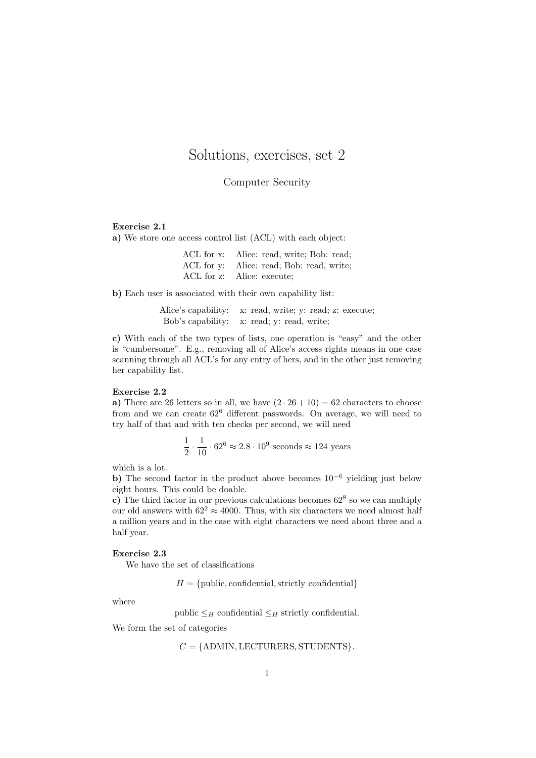# Solutions, exercises, set 2

Computer Security

**Exercise 2.1**

**a)** We store one access control list (ACL) with each object:

| | |
|---|---|
| ACL for x: | Alice: read, write; Bob: read; |
| ACL for y: | Alice: read; Bob: read, write; |
| ACL for z: | Alice: execute; |

**b)** Each user is associated with their own capability list:

| | |
|---|---|
| Alice's capability: | x: read, write; y: read; z: execute; |
| Bob's capability: | x: read; y: read, write; |

**c)** With each of the two types of lists, one operation is "easy" and the other is "cumbersome". E.g., removing all of Alice's access rights means in one case scanning through all ACL's for any entry of hers, and in the other just removing her capability list.

**Exercise 2.2**

**a)** There are 26 letters so in all, we have $(2 \cdot 26 + 10) = 62$ characters to choose from and we can create $62^6$ different passwords. On average, we will need to try half of that and with ten checks per second, we will need

$$\frac{1}{2} \cdot \frac{1}{10} \cdot 62^6 \approx 2.8 \cdot 10^9 \text{ seconds} \approx 124 \text{ years}$$

which is a lot.

**b)** The second factor in the product above becomes $10^{-6}$ yielding just below eight hours. This could be doable.

**c)** The third factor in our previous calculations becomes $62^8$ so we can multiply our old answers with $62^2 \approx 4000$. Thus, with six characters we need almost half a million years and in the case with eight characters we need about three and a half year.

**Exercise 2.3**

We have the set of classifications

$$H = \{\text{public}, \text{confidential}, \text{strictly confidential}\}$$

where

$$\text{public} \leq_H \text{confidential} \leq_H \text{strictly confidential}.$$

We form the set of categories

$$C = \{\text{ADMIN}, \text{LECTURERS}, \text{STUDENTS}\}.$$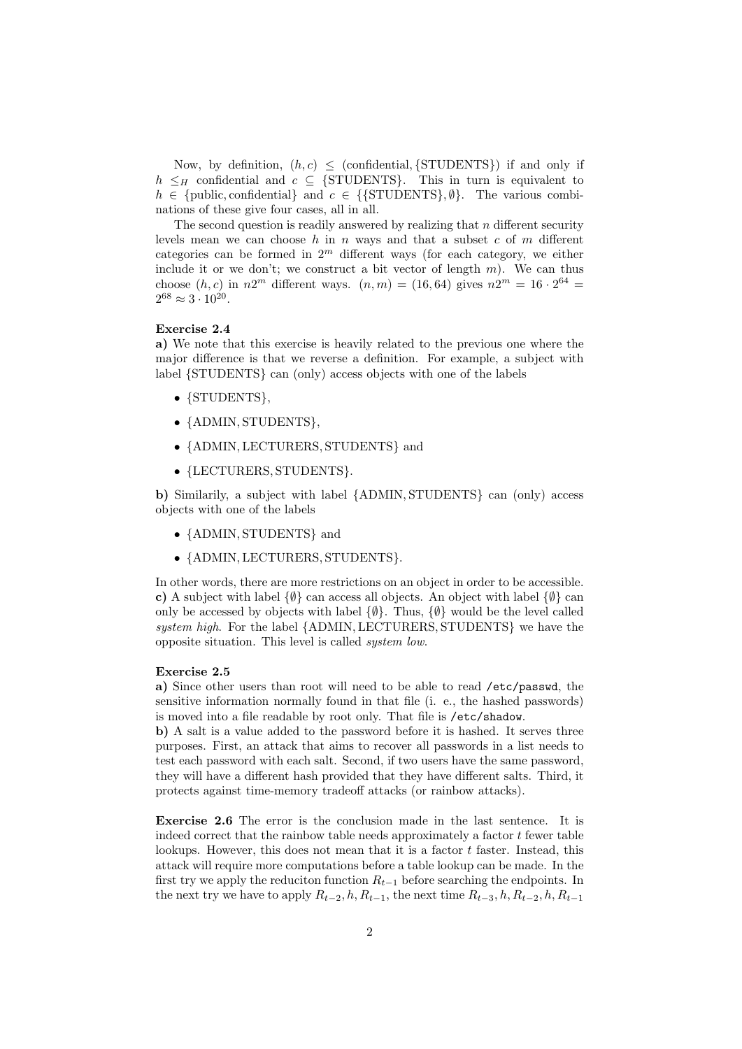Now, by definition, $(h, c) \leq (\text{confidential}, \{\text{STUDENTS}\})$ if and only if $h \leq_H$ confidential and $c \subseteq \{\text{STUDENTS}\}$. This in turn is equivalent to $h \in \{\text{public}, \text{confidential}\}$ and $c \in \{\{\text{STUDENTS}\}, \emptyset\}$. The various combinations of these give four cases, all in all.

The second question is readily answered by realizing that $n$ different security levels mean we can choose $h$ in $n$ ways and that a subset $c$ of $m$ different categories can be formed in $2^m$ different ways (for each category, we either include it or we don't; we construct a bit vector of length $m$). We can thus choose $(h, c)$ in $n2^m$ different ways. $(n, m) = (16, 64)$ gives $n2^m = 16 \cdot 2^{64} = 2^{68} \approx 3 \cdot 10^{20}$.

**Exercise 2.4**

**a)** We note that this exercise is heavily related to the previous one where the major difference is that we reverse a definition. For example, a subject with label $\{\text{STUDENTS}\}$ can (only) access objects with one of the labels

- $\{\text{STUDENTS}\}$,
- $\{\text{ADMIN}, \text{STUDENTS}\}$,
- $\{\text{ADMIN}, \text{LECTURERS}, \text{STUDENTS}\}$ and
- $\{\text{LECTURERS}, \text{STUDENTS}\}$.

**b)** Similarily, a subject with label $\{\text{ADMIN}, \text{STUDENTS}\}$ can (only) access objects with one of the labels

- $\{\text{ADMIN}, \text{STUDENTS}\}$ and
- $\{\text{ADMIN}, \text{LECTURERS}, \text{STUDENTS}\}$.

In other words, there are more restrictions on an object in order to be accessible.
**c)** A subject with label $\{\emptyset\}$ can access all objects. An object with label $\{\emptyset\}$ can only be accessed by objects with label $\{\emptyset\}$. Thus, $\{\emptyset\}$ would be the level called *system high*. For the label $\{\text{ADMIN}, \text{LECTURERS}, \text{STUDENTS}\}$ we have the opposite situation. This level is called *system low*.

**Exercise 2.5**

**a)** Since other users than root will need to be able to read `/etc/passwd`, the sensitive information normally found in that file (i. e., the hashed passwords) is moved into a file readable by root only. That file is `/etc/shadow`.
**b)** A salt is a value added to the password before it is hashed. It serves three purposes. First, an attack that aims to recover all passwords in a list needs to test each password with each salt. Second, if two users have the same password, they will have a different hash provided that they have different salts. Third, it protects against time-memory tradeoff attacks (or rainbow attacks).

**Exercise 2.6** The error is the conclusion made in the last sentence. It is indeed correct that the rainbow table needs approximately a factor $t$ fewer table lookups. However, this does not mean that it is a factor $t$ faster. Instead, this attack will require more computations before a table lookup can be made. In the first try we apply the reduciton function $R_{t-1}$ before searching the endpoints. In the next try we have to apply $R_{t-2}, h, R_{t-1}$, the next time $R_{t-3}, h, R_{t-2}, h, R_{t-1}$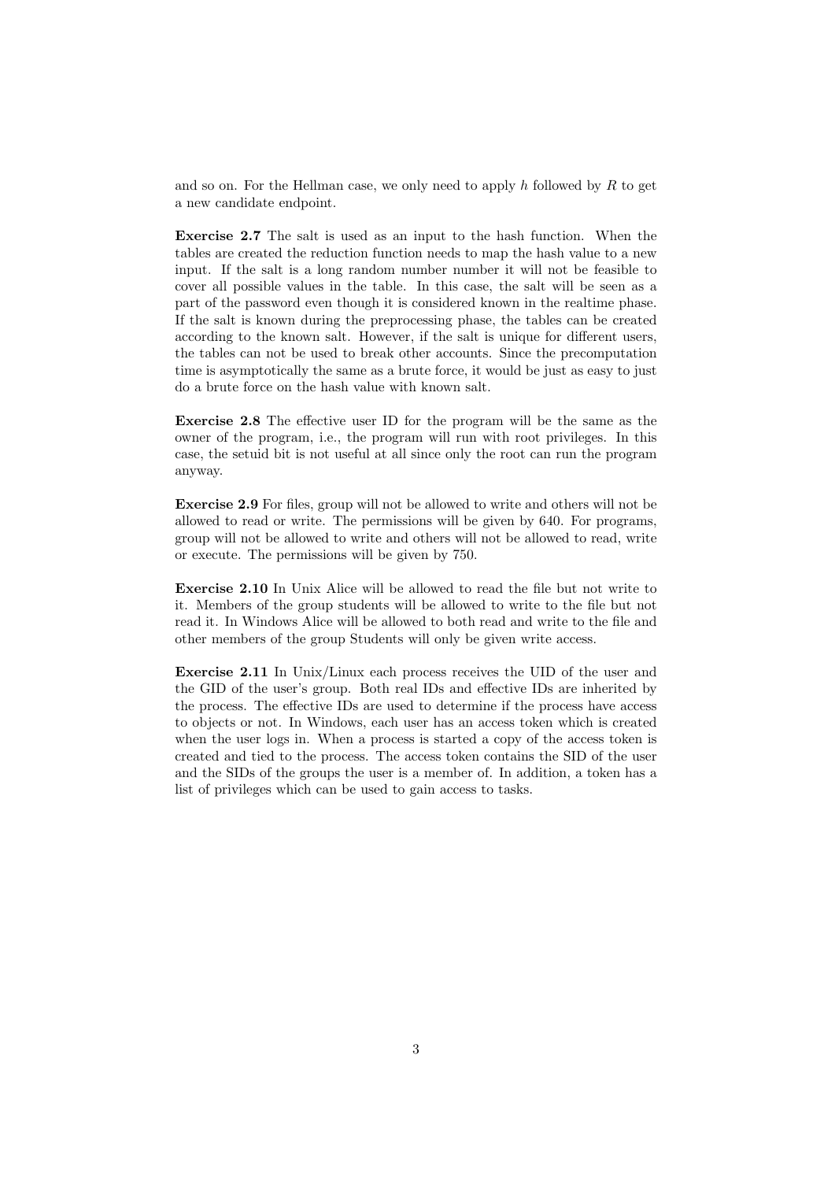and so on. For the Hellman case, we only need to apply $h$ followed by $R$ to get a new candidate endpoint.

**Exercise 2.7** The salt is used as an input to the hash function. When the tables are created the reduction function needs to map the hash value to a new input. If the salt is a long random number number it will not be feasible to cover all possible values in the table. In this case, the salt will be seen as a part of the password even though it is considered known in the realtime phase. If the salt is known during the preprocessing phase, the tables can be created according to the known salt. However, if the salt is unique for different users, the tables can not be used to break other accounts. Since the precomputation time is asymptotically the same as a brute force, it would be just as easy to just do a brute force on the hash value with known salt.

**Exercise 2.8** The effective user ID for the program will be the same as the owner of the program, i.e., the program will run with root privileges. In this case, the setuid bit is not useful at all since only the root can run the program anyway.

**Exercise 2.9** For files, group will not be allowed to write and others will not be allowed to read or write. The permissions will be given by 640. For programs, group will not be allowed to write and others will not be allowed to read, write or execute. The permissions will be given by 750.

**Exercise 2.10** In Unix Alice will be allowed to read the file but not write to it. Members of the group students will be allowed to write to the file but not read it. In Windows Alice will be allowed to both read and write to the file and other members of the group Students will only be given write access.

**Exercise 2.11** In Unix/Linux each process receives the UID of the user and the GID of the user's group. Both real IDs and effective IDs are inherited by the process. The effective IDs are used to determine if the process have access to objects or not. In Windows, each user has an access token which is created when the user logs in. When a process is started a copy of the access token is created and tied to the process. The access token contains the SID of the user and the SIDs of the groups the user is a member of. In addition, a token has a list of privileges which can be used to gain access to tasks.